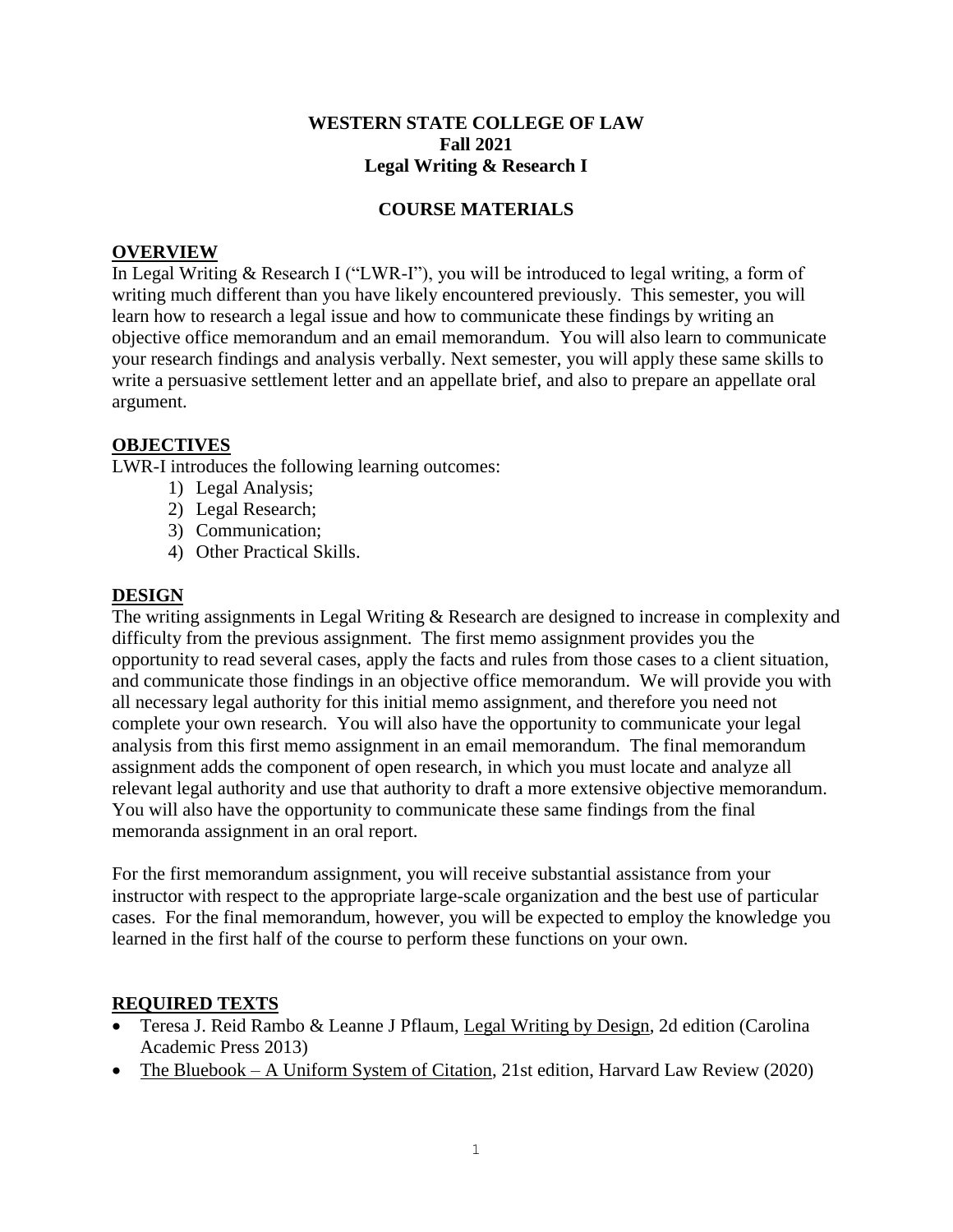**WESTERN STATE COLLEGE OF LAW**
**Fall 2021**
**Legal Writing & Research I**

**COURSE MATERIALS**

## OVERVIEW

In Legal Writing & Research I ("LWR-I"), you will be introduced to legal writing, a form of writing much different than you have likely encountered previously. This semester, you will learn how to research a legal issue and how to communicate these findings by writing an objective office memorandum and an email memorandum. You will also learn to communicate your research findings and analysis verbally. Next semester, you will apply these same skills to write a persuasive settlement letter and an appellate brief, and also to prepare an appellate oral argument.

## OBJECTIVES

LWR-I introduces the following learning outcomes:

1) Legal Analysis;
2) Legal Research;
3) Communication;
4) Other Practical Skills.

## DESIGN

The writing assignments in Legal Writing & Research are designed to increase in complexity and difficulty from the previous assignment. The first memo assignment provides you the opportunity to read several cases, apply the facts and rules from those cases to a client situation, and communicate those findings in an objective office memorandum. We will provide you with all necessary legal authority for this initial memo assignment, and therefore you need not complete your own research. You will also have the opportunity to communicate your legal analysis from this first memo assignment in an email memorandum. The final memorandum assignment adds the component of open research, in which you must locate and analyze all relevant legal authority and use that authority to draft a more extensive objective memorandum. You will also have the opportunity to communicate these same findings from the final memoranda assignment in an oral report.

For the first memorandum assignment, you will receive substantial assistance from your instructor with respect to the appropriate large-scale organization and the best use of particular cases. For the final memorandum, however, you will be expected to employ the knowledge you learned in the first half of the course to perform these functions on your own.

## REQUIRED TEXTS

- Teresa J. Reid Rambo & Leanne J Pflaum, Legal Writing by Design, 2d edition (Carolina Academic Press 2013)
- The Bluebook – A Uniform System of Citation, 21st edition, Harvard Law Review (2020)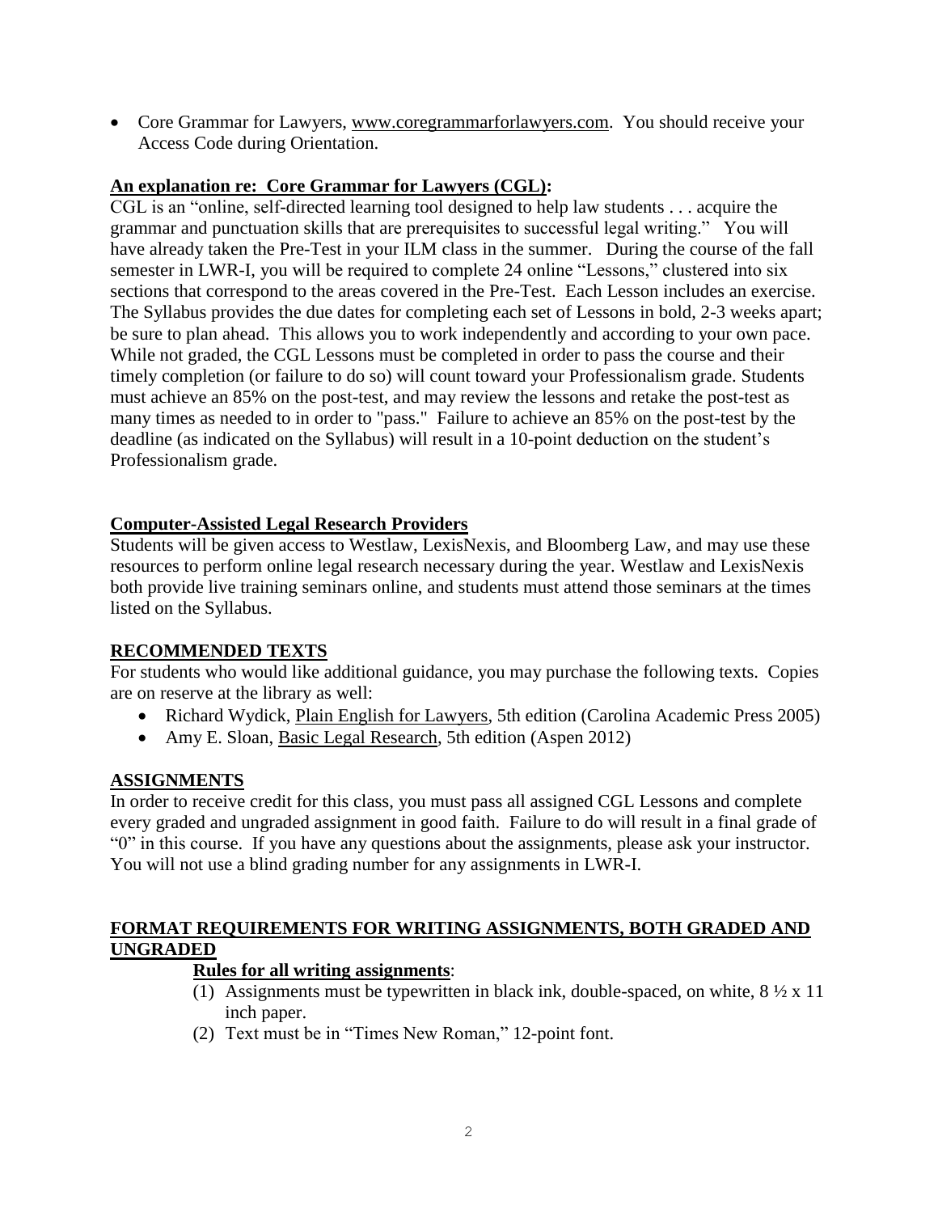- Core Grammar for Lawyers, www.coregrammarforlawyers.com. You should receive your Access Code during Orientation.

**An explanation re: Core Grammar for Lawyers (CGL):**

CGL is an "online, self-directed learning tool designed to help law students . . . acquire the grammar and punctuation skills that are prerequisites to successful legal writing." You will have already taken the Pre-Test in your ILM class in the summer. During the course of the fall semester in LWR-I, you will be required to complete 24 online "Lessons," clustered into six sections that correspond to the areas covered in the Pre-Test. Each Lesson includes an exercise. The Syllabus provides the due dates for completing each set of Lessons in bold, 2-3 weeks apart; be sure to plan ahead. This allows you to work independently and according to your own pace. While not graded, the CGL Lessons must be completed in order to pass the course and their timely completion (or failure to do so) will count toward your Professionalism grade. Students must achieve an 85% on the post-test, and may review the lessons and retake the post-test as many times as needed to in order to "pass." Failure to achieve an 85% on the post-test by the deadline (as indicated on the Syllabus) will result in a 10-point deduction on the student's Professionalism grade.

**Computer-Assisted Legal Research Providers**

Students will be given access to Westlaw, LexisNexis, and Bloomberg Law, and may use these resources to perform online legal research necessary during the year. Westlaw and LexisNexis both provide live training seminars online, and students must attend those seminars at the times listed on the Syllabus.

## RECOMMENDED TEXTS

For students who would like additional guidance, you may purchase the following texts. Copies are on reserve at the library as well:

- Richard Wydick, Plain English for Lawyers, 5th edition (Carolina Academic Press 2005)
- Amy E. Sloan, Basic Legal Research, 5th edition (Aspen 2012)

## ASSIGNMENTS

In order to receive credit for this class, you must pass all assigned CGL Lessons and complete every graded and ungraded assignment in good faith. Failure to do will result in a final grade of "0" in this course. If you have any questions about the assignments, please ask your instructor. You will not use a blind grading number for any assignments in LWR-I.

## FORMAT REQUIREMENTS FOR WRITING ASSIGNMENTS, BOTH GRADED AND UNGRADED

**Rules for all writing assignments**:

(1) Assignments must be typewritten in black ink, double-spaced, on white, 8 ½ x 11 inch paper.

(2) Text must be in "Times New Roman," 12-point font.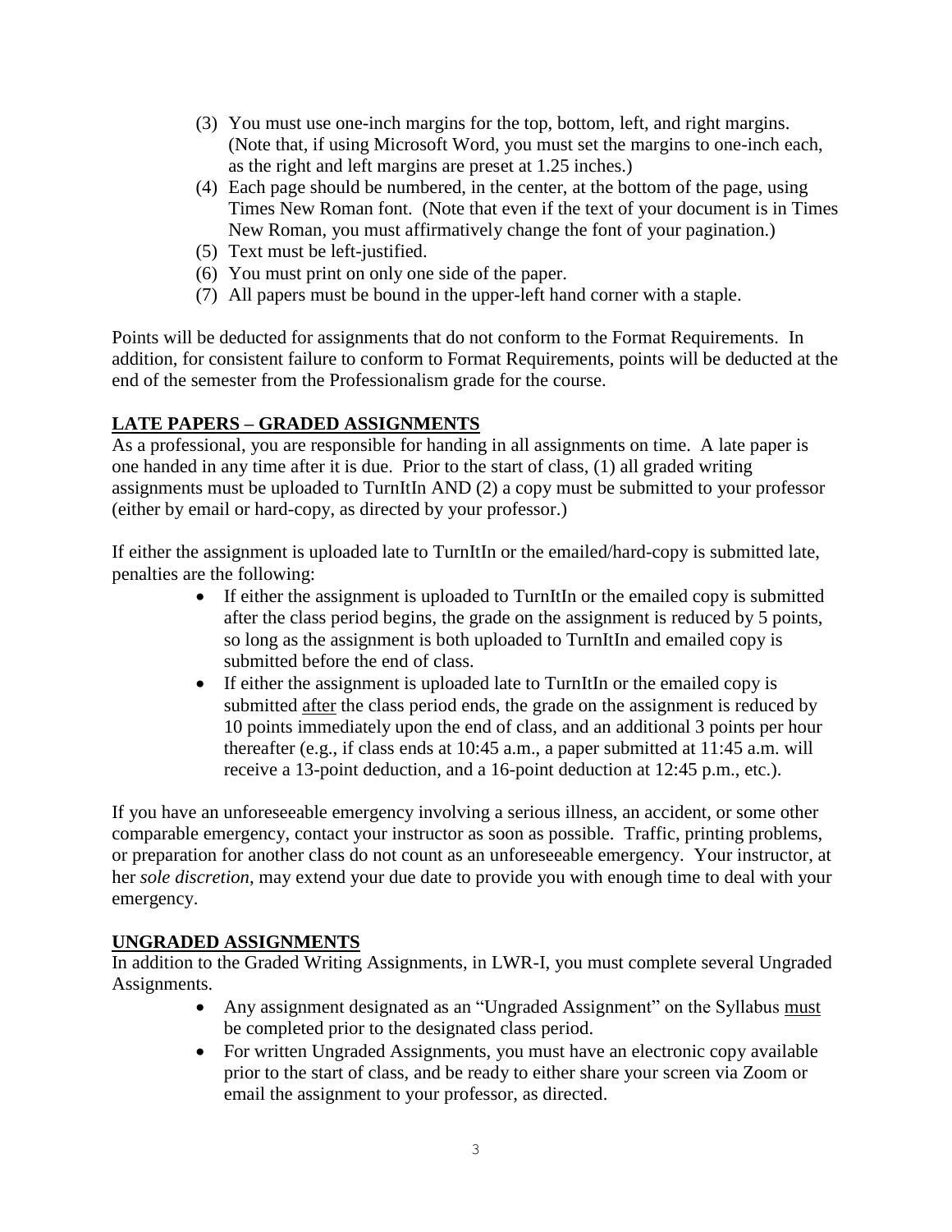(3) You must use one-inch margins for the top, bottom, left, and right margins. (Note that, if using Microsoft Word, you must set the margins to one-inch each, as the right and left margins are preset at 1.25 inches.)
(4) Each page should be numbered, in the center, at the bottom of the page, using Times New Roman font. (Note that even if the text of your document is in Times New Roman, you must affirmatively change the font of your pagination.)
(5) Text must be left-justified.
(6) You must print on only one side of the paper.
(7) All papers must be bound in the upper-left hand corner with a staple.

Points will be deducted for assignments that do not conform to the Format Requirements. In addition, for consistent failure to conform to Format Requirements, points will be deducted at the end of the semester from the Professionalism grade for the course.

## LATE PAPERS – GRADED ASSIGNMENTS

As a professional, you are responsible for handing in all assignments on time. A late paper is one handed in any time after it is due. Prior to the start of class, (1) all graded writing assignments must be uploaded to TurnItIn AND (2) a copy must be submitted to your professor (either by email or hard-copy, as directed by your professor.)

If either the assignment is uploaded late to TurnItIn or the emailed/hard-copy is submitted late, penalties are the following:

- If either the assignment is uploaded to TurnItIn or the emailed copy is submitted after the class period begins, the grade on the assignment is reduced by 5 points, so long as the assignment is both uploaded to TurnItIn and emailed copy is submitted before the end of class.
- If either the assignment is uploaded late to TurnItIn or the emailed copy is submitted <u>after</u> the class period ends, the grade on the assignment is reduced by 10 points immediately upon the end of class, and an additional 3 points per hour thereafter (e.g., if class ends at 10:45 a.m., a paper submitted at 11:45 a.m. will receive a 13-point deduction, and a 16-point deduction at 12:45 p.m., etc.).

If you have an unforeseeable emergency involving a serious illness, an accident, or some other comparable emergency, contact your instructor as soon as possible. Traffic, printing problems, or preparation for another class do not count as an unforeseeable emergency. Your instructor, at her *sole discretion*, may extend your due date to provide you with enough time to deal with your emergency.

## UNGRADED ASSIGNMENTS

In addition to the Graded Writing Assignments, in LWR-I, you must complete several Ungraded Assignments.

- Any assignment designated as an "Ungraded Assignment" on the Syllabus <u>must</u> be completed prior to the designated class period.
- For written Ungraded Assignments, you must have an electronic copy available prior to the start of class, and be ready to either share your screen via Zoom or email the assignment to your professor, as directed.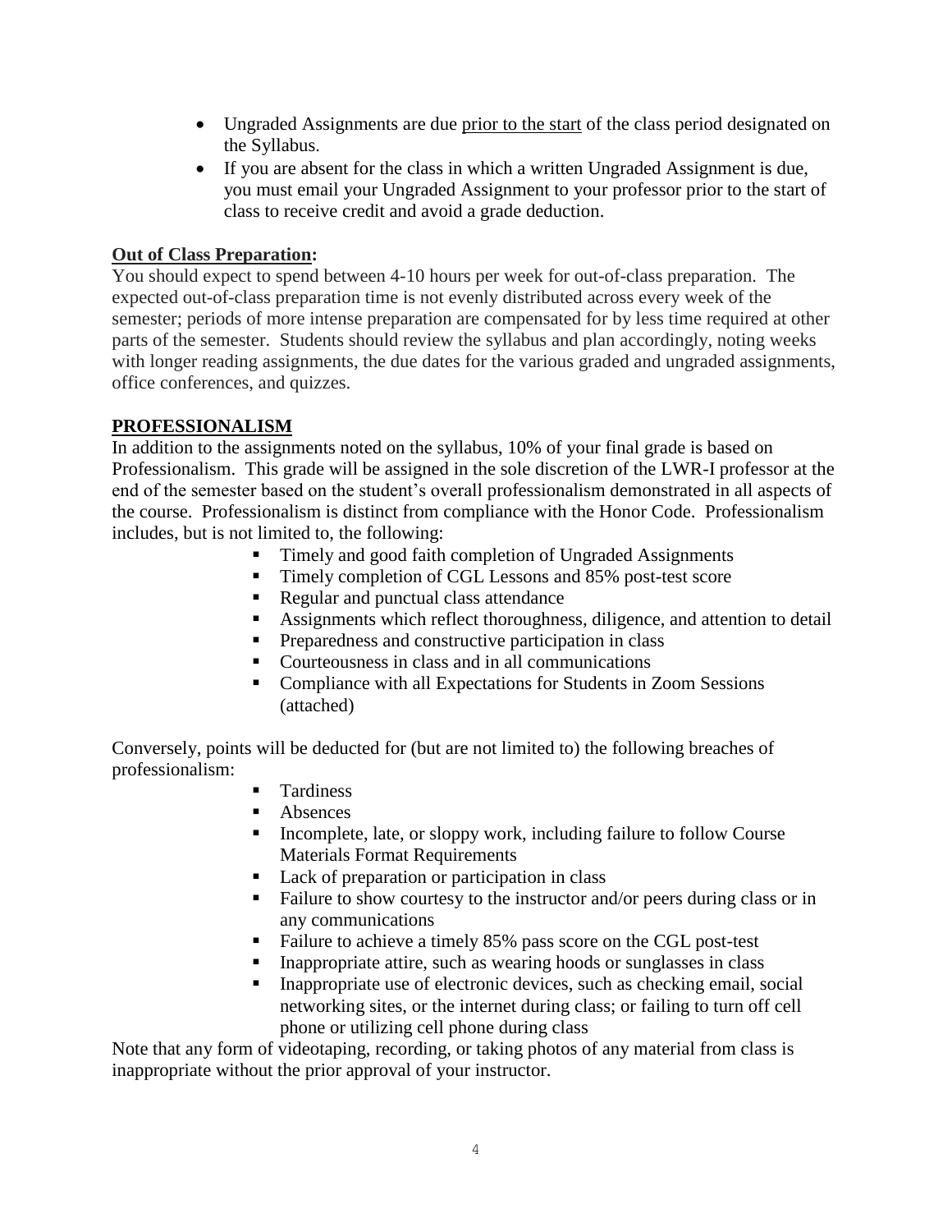- Ungraded Assignments are due <u>prior to the start</u> of the class period designated on the Syllabus.
- If you are absent for the class in which a written Ungraded Assignment is due, you must email your Ungraded Assignment to your professor prior to the start of class to receive credit and avoid a grade deduction.

**<u>Out of Class Preparation</u>:**
You should expect to spend between 4-10 hours per week for out-of-class preparation. The expected out-of-class preparation time is not evenly distributed across every week of the semester; periods of more intense preparation are compensated for by less time required at other parts of the semester. Students should review the syllabus and plan accordingly, noting weeks with longer reading assignments, the due dates for the various graded and ungraded assignments, office conferences, and quizzes.

## <u>PROFESSIONALISM</u>

In addition to the assignments noted on the syllabus, 10% of your final grade is based on Professionalism. This grade will be assigned in the sole discretion of the LWR-I professor at the end of the semester based on the student's overall professionalism demonstrated in all aspects of the course. Professionalism is distinct from compliance with the Honor Code. Professionalism includes, but is not limited to, the following:

- Timely and good faith completion of Ungraded Assignments
- Timely completion of CGL Lessons and 85% post-test score
- Regular and punctual class attendance
- Assignments which reflect thoroughness, diligence, and attention to detail
- Preparedness and constructive participation in class
- Courteousness in class and in all communications
- Compliance with all Expectations for Students in Zoom Sessions (attached)

Conversely, points will be deducted for (but are not limited to) the following breaches of professionalism:

- Tardiness
- Absences
- Incomplete, late, or sloppy work, including failure to follow Course Materials Format Requirements
- Lack of preparation or participation in class
- Failure to show courtesy to the instructor and/or peers during class or in any communications
- Failure to achieve a timely 85% pass score on the CGL post-test
- Inappropriate attire, such as wearing hoods or sunglasses in class
- Inappropriate use of electronic devices, such as checking email, social networking sites, or the internet during class; or failing to turn off cell phone or utilizing cell phone during class

Note that any form of videotaping, recording, or taking photos of any material from class is inappropriate without the prior approval of your instructor.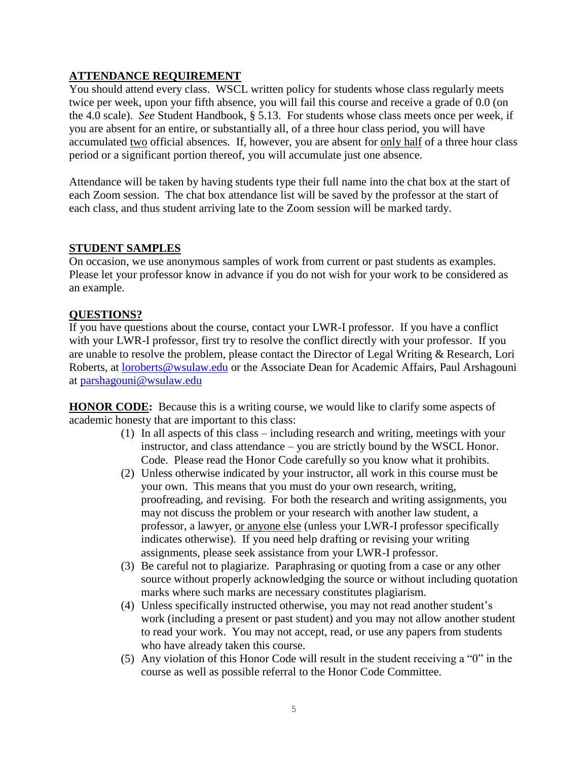## ATTENDANCE REQUIREMENT

You should attend every class. WSCL written policy for students whose class regularly meets twice per week, upon your fifth absence, you will fail this course and receive a grade of 0.0 (on the 4.0 scale). *See* Student Handbook, § 5.13. For students whose class meets once per week, if you are absent for an entire, or substantially all, of a three hour class period, you will have accumulated <u>two</u> official absences. If, however, you are absent for <u>only half</u> of a three hour class period or a significant portion thereof, you will accumulate just one absence.

Attendance will be taken by having students type their full name into the chat box at the start of each Zoom session. The chat box attendance list will be saved by the professor at the start of each class, and thus student arriving late to the Zoom session will be marked tardy.

## STUDENT SAMPLES

On occasion, we use anonymous samples of work from current or past students as examples. Please let your professor know in advance if you do not wish for your work to be considered as an example.

## QUESTIONS?

If you have questions about the course, contact your LWR-I professor. If you have a conflict with your LWR-I professor, first try to resolve the conflict directly with your professor. If you are unable to resolve the problem, please contact the Director of Legal Writing & Research, Lori Roberts, at loroberts@wsulaw.edu or the Associate Dean for Academic Affairs, Paul Arshagouni at parshagouni@wsulaw.edu

**HONOR CODE:** Because this is a writing course, we would like to clarify some aspects of academic honesty that are important to this class:

1. In all aspects of this class – including research and writing, meetings with your instructor, and class attendance – you are strictly bound by the WSCL Honor. Code. Please read the Honor Code carefully so you know what it prohibits.
2. Unless otherwise indicated by your instructor, all work in this course must be your own. This means that you must do your own research, writing, proofreading, and revising. For both the research and writing assignments, you may not discuss the problem or your research with another law student, a professor, a lawyer, <u>or anyone else</u> (unless your LWR-I professor specifically indicates otherwise). If you need help drafting or revising your writing assignments, please seek assistance from your LWR-I professor.
3. Be careful not to plagiarize. Paraphrasing or quoting from a case or any other source without properly acknowledging the source or without including quotation marks where such marks are necessary constitutes plagiarism.
4. Unless specifically instructed otherwise, you may not read another student's work (including a present or past student) and you may not allow another student to read your work. You may not accept, read, or use any papers from students who have already taken this course.
5. Any violation of this Honor Code will result in the student receiving a "0" in the course as well as possible referral to the Honor Code Committee.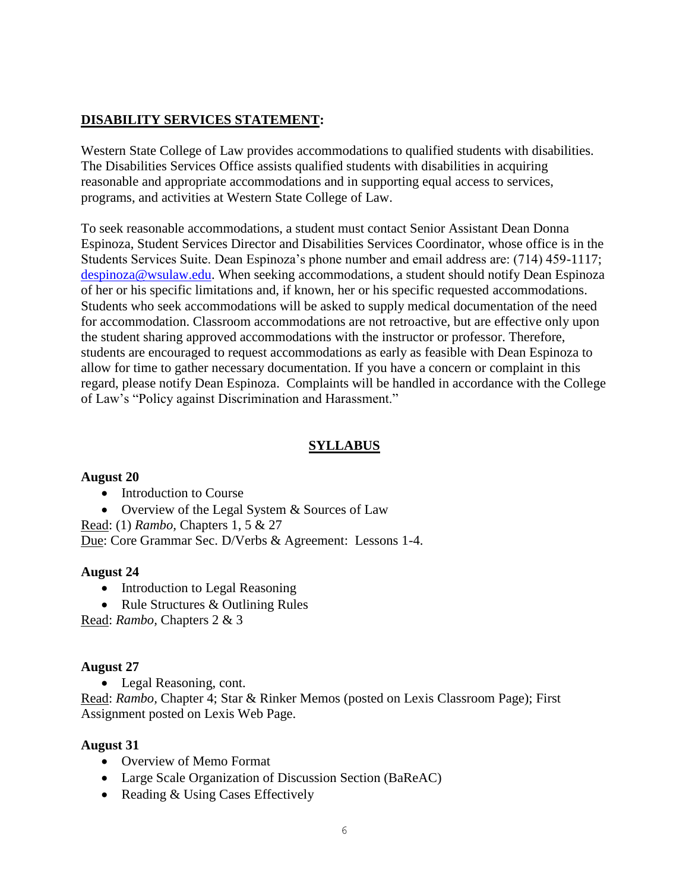**<u>DISABILITY SERVICES STATEMENT</u>:**

Western State College of Law provides accommodations to qualified students with disabilities. The Disabilities Services Office assists qualified students with disabilities in acquiring reasonable and appropriate accommodations and in supporting equal access to services, programs, and activities at Western State College of Law.

To seek reasonable accommodations, a student must contact Senior Assistant Dean Donna Espinoza, Student Services Director and Disabilities Services Coordinator, whose office is in the Students Services Suite. Dean Espinoza's phone number and email address are: (714) 459-1117; despinoza@wsulaw.edu. When seeking accommodations, a student should notify Dean Espinoza of her or his specific limitations and, if known, her or his specific requested accommodations. Students who seek accommodations will be asked to supply medical documentation of the need for accommodation. Classroom accommodations are not retroactive, but are effective only upon the student sharing approved accommodations with the instructor or professor. Therefore, students are encouraged to request accommodations as early as feasible with Dean Espinoza to allow for time to gather necessary documentation. If you have a concern or complaint in this regard, please notify Dean Espinoza. Complaints will be handled in accordance with the College of Law's "Policy against Discrimination and Harassment."

## <u>SYLLABUS</u>

**August 20**

- Introduction to Course
- Overview of the Legal System & Sources of Law

<u>Read</u>: (1) *Rambo,* Chapters 1, 5 & 27
<u>Due</u>: Core Grammar Sec. D/Verbs & Agreement: Lessons 1-4.

**August 24**

- Introduction to Legal Reasoning
- Rule Structures & Outlining Rules

<u>Read</u>: *Rambo,* Chapters 2 & 3

**August 27**

- Legal Reasoning, cont.

<u>Read</u>: *Rambo,* Chapter 4; Star & Rinker Memos (posted on Lexis Classroom Page); First Assignment posted on Lexis Web Page.

**August 31**

- Overview of Memo Format
- Large Scale Organization of Discussion Section (BaReAC)
- Reading & Using Cases Effectively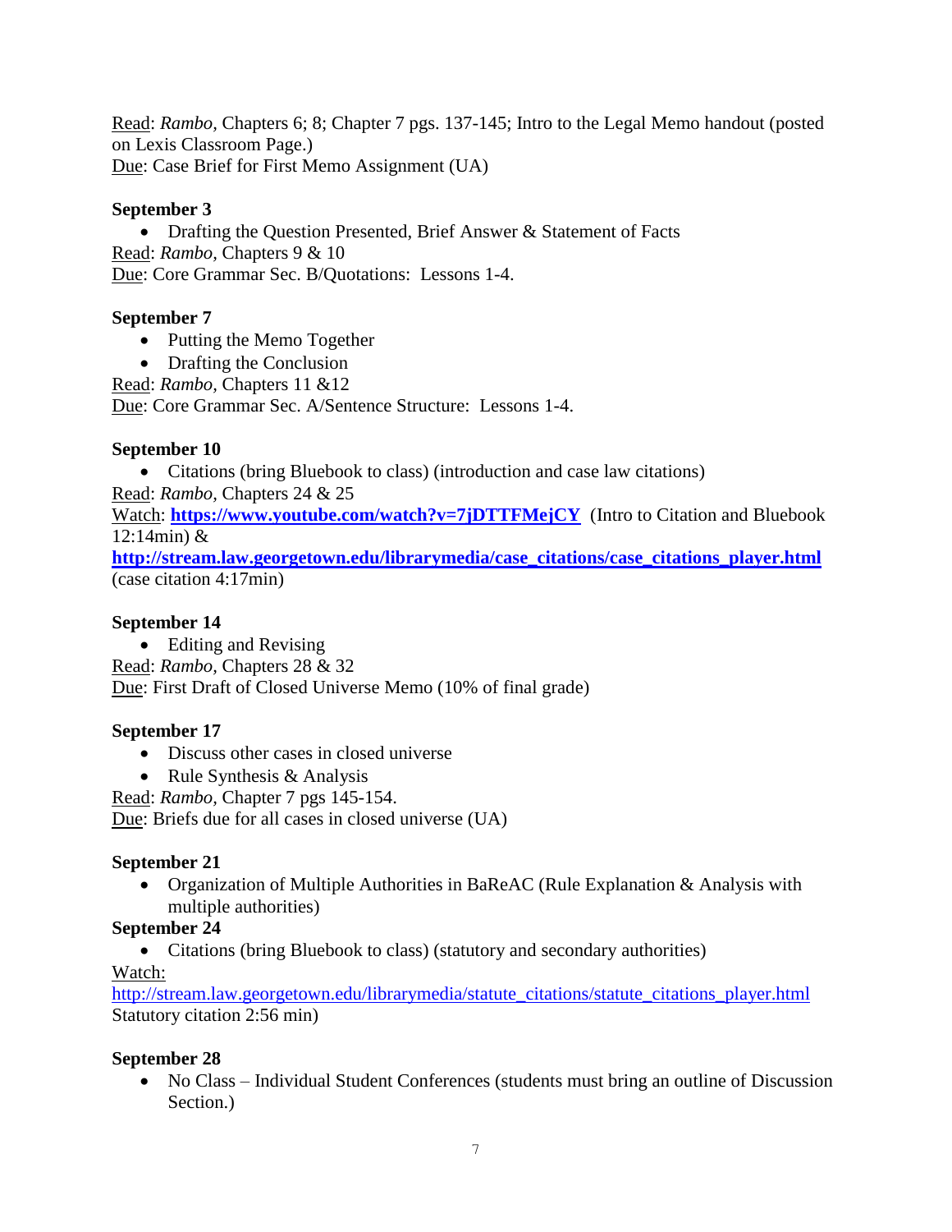Read: *Rambo,* Chapters 6; 8; Chapter 7 pgs. 137-145; Intro to the Legal Memo handout (posted on Lexis Classroom Page.)
Due: Case Brief for First Memo Assignment (UA)

**September 3**

- Drafting the Question Presented, Brief Answer & Statement of Facts

Read: *Rambo*, Chapters 9 & 10
Due: Core Grammar Sec. B/Quotations: Lessons 1-4.

**September 7**

- Putting the Memo Together
- Drafting the Conclusion

Read: *Rambo*, Chapters 11 &12
Due: Core Grammar Sec. A/Sentence Structure: Lessons 1-4.

**September 10**

- Citations (bring Bluebook to class) (introduction and case law citations)

Read: *Rambo,* Chapters 24 & 25
Watch: **https://www.youtube.com/watch?v=7jDTTFMejCY** (Intro to Citation and Bluebook 12:14min) &
**http://stream.law.georgetown.edu/librarymedia/case_citations/case_citations_player.html** (case citation 4:17min)

**September 14**

- Editing and Revising

Read: *Rambo,* Chapters 28 & 32
Due: First Draft of Closed Universe Memo (10% of final grade)

**September 17**

- Discuss other cases in closed universe
- Rule Synthesis & Analysis

Read: *Rambo,* Chapter 7 pgs 145-154.
Due: Briefs due for all cases in closed universe (UA)

**September 21**

- Organization of Multiple Authorities in BaReAC (Rule Explanation & Analysis with multiple authorities)

**September 24**

- Citations (bring Bluebook to class) (statutory and secondary authorities)

Watch:
http://stream.law.georgetown.edu/librarymedia/statute_citations/statute_citations_player.html
Statutory citation 2:56 min)

**September 28**

- No Class – Individual Student Conferences (students must bring an outline of Discussion Section.)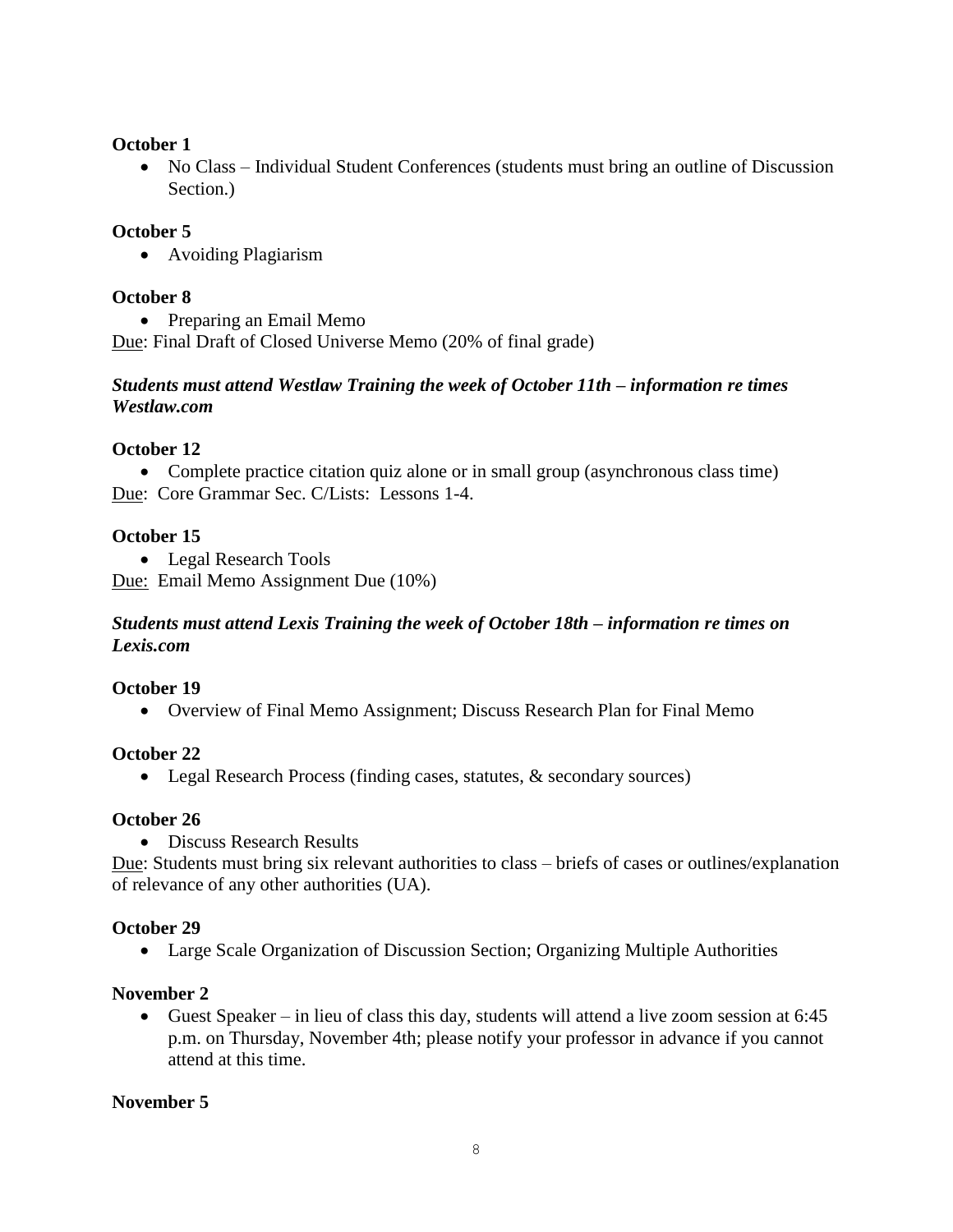**October 1**

- No Class – Individual Student Conferences (students must bring an outline of Discussion Section.)

**October 5**

- Avoiding Plagiarism

**October 8**

- Preparing an Email Memo

Due: Final Draft of Closed Universe Memo (20% of final grade)

***Students must attend Westlaw Training the week of October 11th – information re times Westlaw.com***

**October 12**

- Complete practice citation quiz alone or in small group (asynchronous class time)

Due: Core Grammar Sec. C/Lists: Lessons 1-4.

**October 15**

- Legal Research Tools

Due: Email Memo Assignment Due (10%)

***Students must attend Lexis Training the week of October 18th – information re times on Lexis.com***

**October 19**

- Overview of Final Memo Assignment; Discuss Research Plan for Final Memo

**October 22**

- Legal Research Process (finding cases, statutes, & secondary sources)

**October 26**

- Discuss Research Results

Due: Students must bring six relevant authorities to class – briefs of cases or outlines/explanation of relevance of any other authorities (UA).

**October 29**

- Large Scale Organization of Discussion Section; Organizing Multiple Authorities

**November 2**

- Guest Speaker – in lieu of class this day, students will attend a live zoom session at 6:45 p.m. on Thursday, November 4th; please notify your professor in advance if you cannot attend at this time.

**November 5**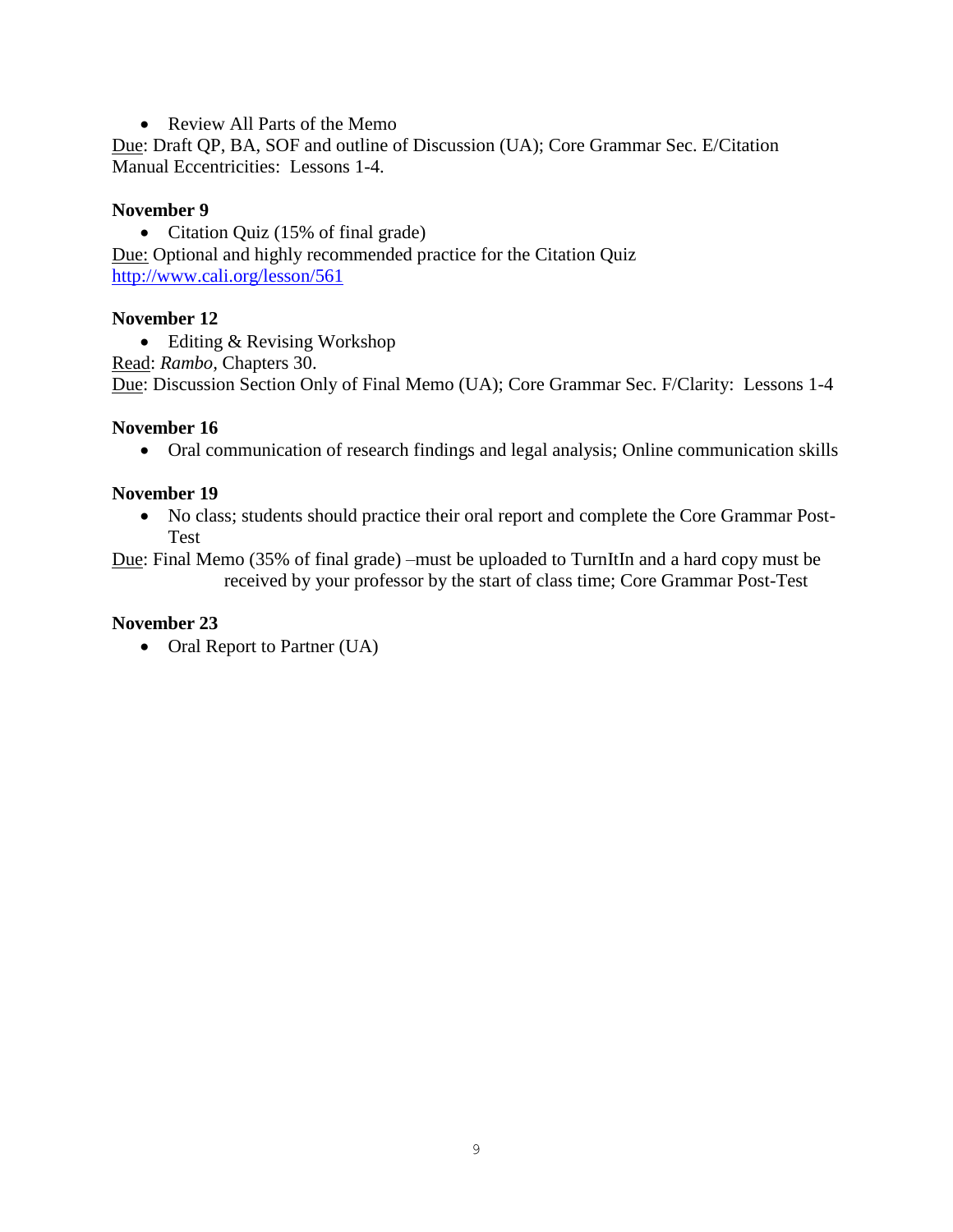- Review All Parts of the Memo

<u>Due</u>: Draft QP, BA, SOF and outline of Discussion (UA); Core Grammar Sec. E/Citation Manual Eccentricities: Lessons 1-4.

**November 9**

- Citation Quiz (15% of final grade)

<u>Due:</u> Optional and highly recommended practice for the Citation Quiz
[http://www.cali.org/lesson/561](http://www.cali.org/lesson/561)

**November 12**

- Editing & Revising Workshop

<u>Read</u>: *Rambo*, Chapters 30.
<u>Due</u>: Discussion Section Only of Final Memo (UA); Core Grammar Sec. F/Clarity: Lessons 1-4

**November 16**

- Oral communication of research findings and legal analysis; Online communication skills

**November 19**

- No class; students should practice their oral report and complete the Core Grammar Post-Test

<u>Due</u>: Final Memo (35% of final grade) –must be uploaded to TurnItIn and a hard copy must be received by your professor by the start of class time; Core Grammar Post-Test

**November 23**

- Oral Report to Partner (UA)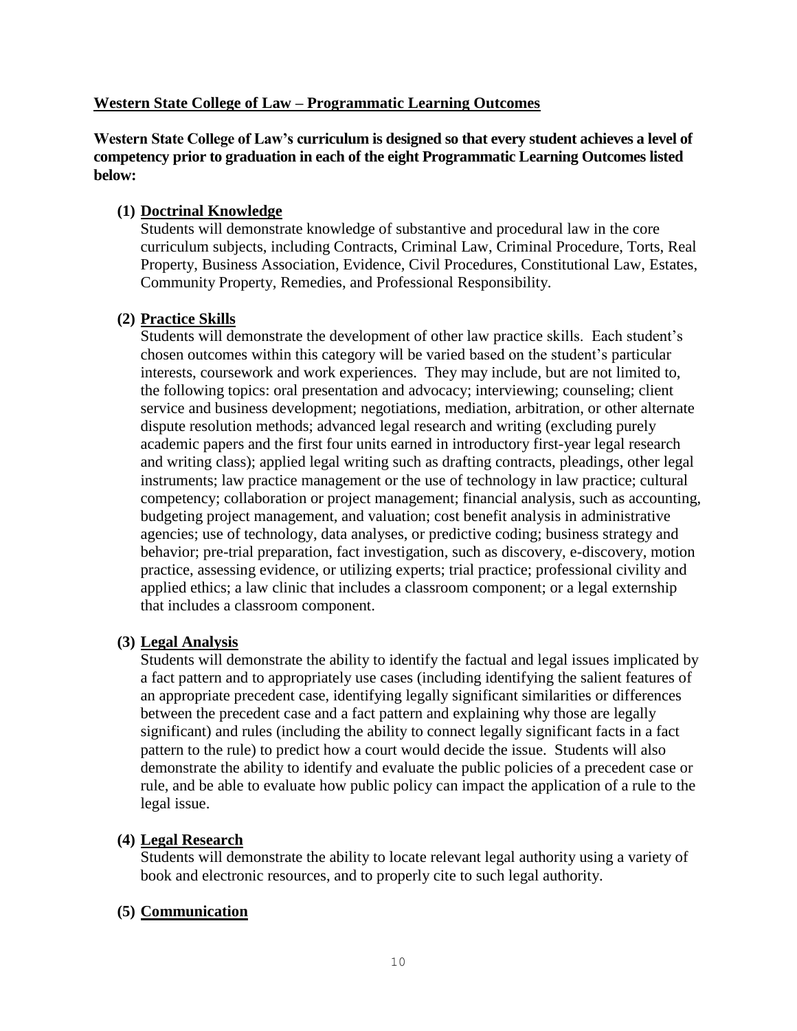## Western State College of Law – Programmatic Learning Outcomes

**Western State College of Law's curriculum is designed so that every student achieves a level of competency prior to graduation in each of the eight Programmatic Learning Outcomes listed below:**

**(1) Doctrinal Knowledge**

Students will demonstrate knowledge of substantive and procedural law in the core curriculum subjects, including Contracts, Criminal Law, Criminal Procedure, Torts, Real Property, Business Association, Evidence, Civil Procedures, Constitutional Law, Estates, Community Property, Remedies, and Professional Responsibility.

**(2) Practice Skills**

Students will demonstrate the development of other law practice skills. Each student's chosen outcomes within this category will be varied based on the student's particular interests, coursework and work experiences. They may include, but are not limited to, the following topics: oral presentation and advocacy; interviewing; counseling; client service and business development; negotiations, mediation, arbitration, or other alternate dispute resolution methods; advanced legal research and writing (excluding purely academic papers and the first four units earned in introductory first-year legal research and writing class); applied legal writing such as drafting contracts, pleadings, other legal instruments; law practice management or the use of technology in law practice; cultural competency; collaboration or project management; financial analysis, such as accounting, budgeting project management, and valuation; cost benefit analysis in administrative agencies; use of technology, data analyses, or predictive coding; business strategy and behavior; pre-trial preparation, fact investigation, such as discovery, e-discovery, motion practice, assessing evidence, or utilizing experts; trial practice; professional civility and applied ethics; a law clinic that includes a classroom component; or a legal externship that includes a classroom component.

**(3) Legal Analysis**

Students will demonstrate the ability to identify the factual and legal issues implicated by a fact pattern and to appropriately use cases (including identifying the salient features of an appropriate precedent case, identifying legally significant similarities or differences between the precedent case and a fact pattern and explaining why those are legally significant) and rules (including the ability to connect legally significant facts in a fact pattern to the rule) to predict how a court would decide the issue. Students will also demonstrate the ability to identify and evaluate the public policies of a precedent case or rule, and be able to evaluate how public policy can impact the application of a rule to the legal issue.

**(4) Legal Research**

Students will demonstrate the ability to locate relevant legal authority using a variety of book and electronic resources, and to properly cite to such legal authority.

**(5) Communication**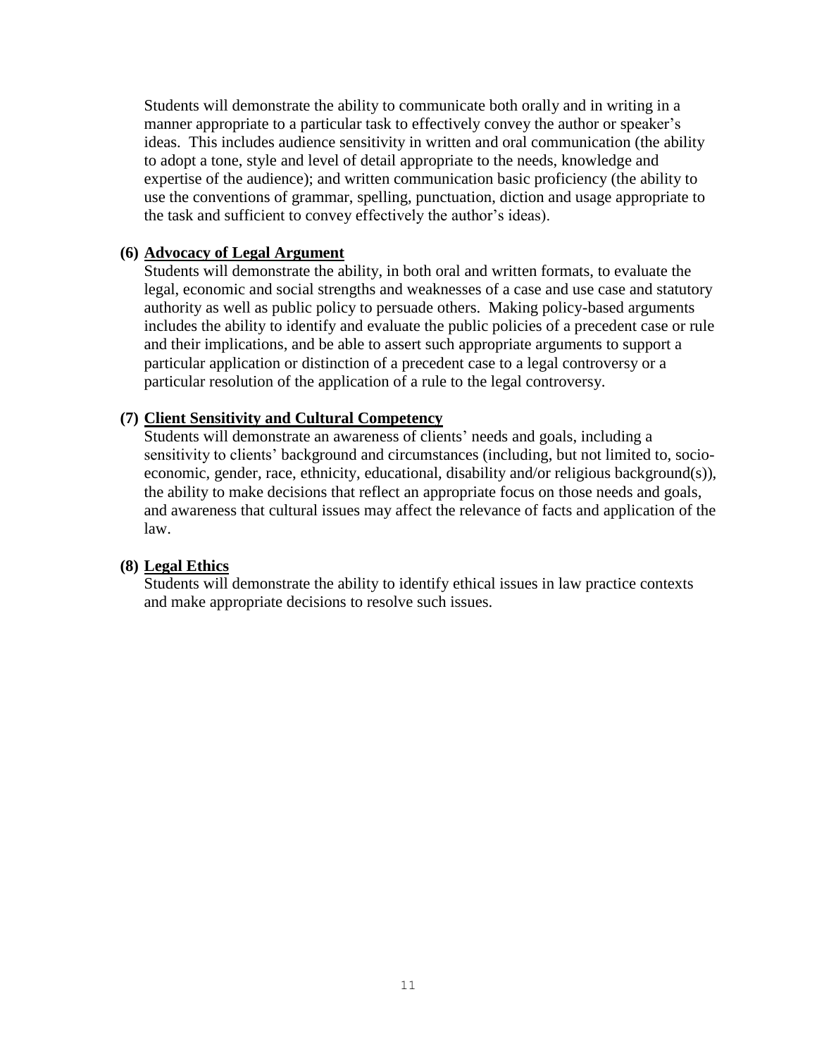Students will demonstrate the ability to communicate both orally and in writing in a manner appropriate to a particular task to effectively convey the author or speaker's ideas. This includes audience sensitivity in written and oral communication (the ability to adopt a tone, style and level of detail appropriate to the needs, knowledge and expertise of the audience); and written communication basic proficiency (the ability to use the conventions of grammar, spelling, punctuation, diction and usage appropriate to the task and sufficient to convey effectively the author's ideas).

**(6) <u>Advocacy of Legal Argument</u>**

Students will demonstrate the ability, in both oral and written formats, to evaluate the legal, economic and social strengths and weaknesses of a case and use case and statutory authority as well as public policy to persuade others. Making policy-based arguments includes the ability to identify and evaluate the public policies of a precedent case or rule and their implications, and be able to assert such appropriate arguments to support a particular application or distinction of a precedent case to a legal controversy or a particular resolution of the application of a rule to the legal controversy.

**(7) <u>Client Sensitivity and Cultural Competency</u>**

Students will demonstrate an awareness of clients' needs and goals, including a sensitivity to clients' background and circumstances (including, but not limited to, socio-economic, gender, race, ethnicity, educational, disability and/or religious background(s)), the ability to make decisions that reflect an appropriate focus on those needs and goals, and awareness that cultural issues may affect the relevance of facts and application of the law.

**(8) <u>Legal Ethics</u>**

Students will demonstrate the ability to identify ethical issues in law practice contexts and make appropriate decisions to resolve such issues.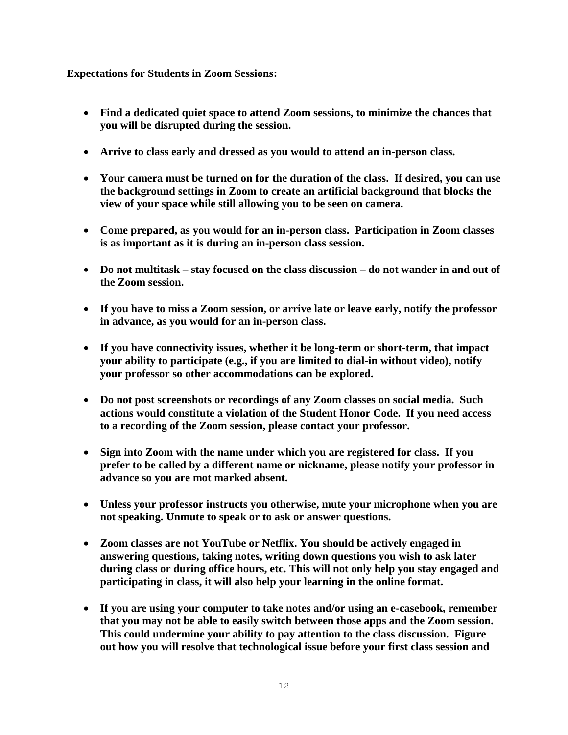**Expectations for Students in Zoom Sessions:**

- **Find a dedicated quiet space to attend Zoom sessions, to minimize the chances that you will be disrupted during the session.**
- **Arrive to class early and dressed as you would to attend an in-person class.**
- **Your camera must be turned on for the duration of the class. If desired, you can use the background settings in Zoom to create an artificial background that blocks the view of your space while still allowing you to be seen on camera.**
- **Come prepared, as you would for an in-person class. Participation in Zoom classes is as important as it is during an in-person class session.**
- **Do not multitask – stay focused on the class discussion – do not wander in and out of the Zoom session.**
- **If you have to miss a Zoom session, or arrive late or leave early, notify the professor in advance, as you would for an in-person class.**
- **If you have connectivity issues, whether it be long-term or short-term, that impact your ability to participate (e.g., if you are limited to dial-in without video), notify your professor so other accommodations can be explored.**
- **Do not post screenshots or recordings of any Zoom classes on social media. Such actions would constitute a violation of the Student Honor Code. If you need access to a recording of the Zoom session, please contact your professor.**
- **Sign into Zoom with the name under which you are registered for class. If you prefer to be called by a different name or nickname, please notify your professor in advance so you are mot marked absent.**
- **Unless your professor instructs you otherwise, mute your microphone when you are not speaking. Unmute to speak or to ask or answer questions.**
- **Zoom classes are not YouTube or Netflix. You should be actively engaged in answering questions, taking notes, writing down questions you wish to ask later during class or during office hours, etc. This will not only help you stay engaged and participating in class, it will also help your learning in the online format.**
- **If you are using your computer to take notes and/or using an e-casebook, remember that you may not be able to easily switch between those apps and the Zoom session. This could undermine your ability to pay attention to the class discussion. Figure out how you will resolve that technological issue before your first class session and**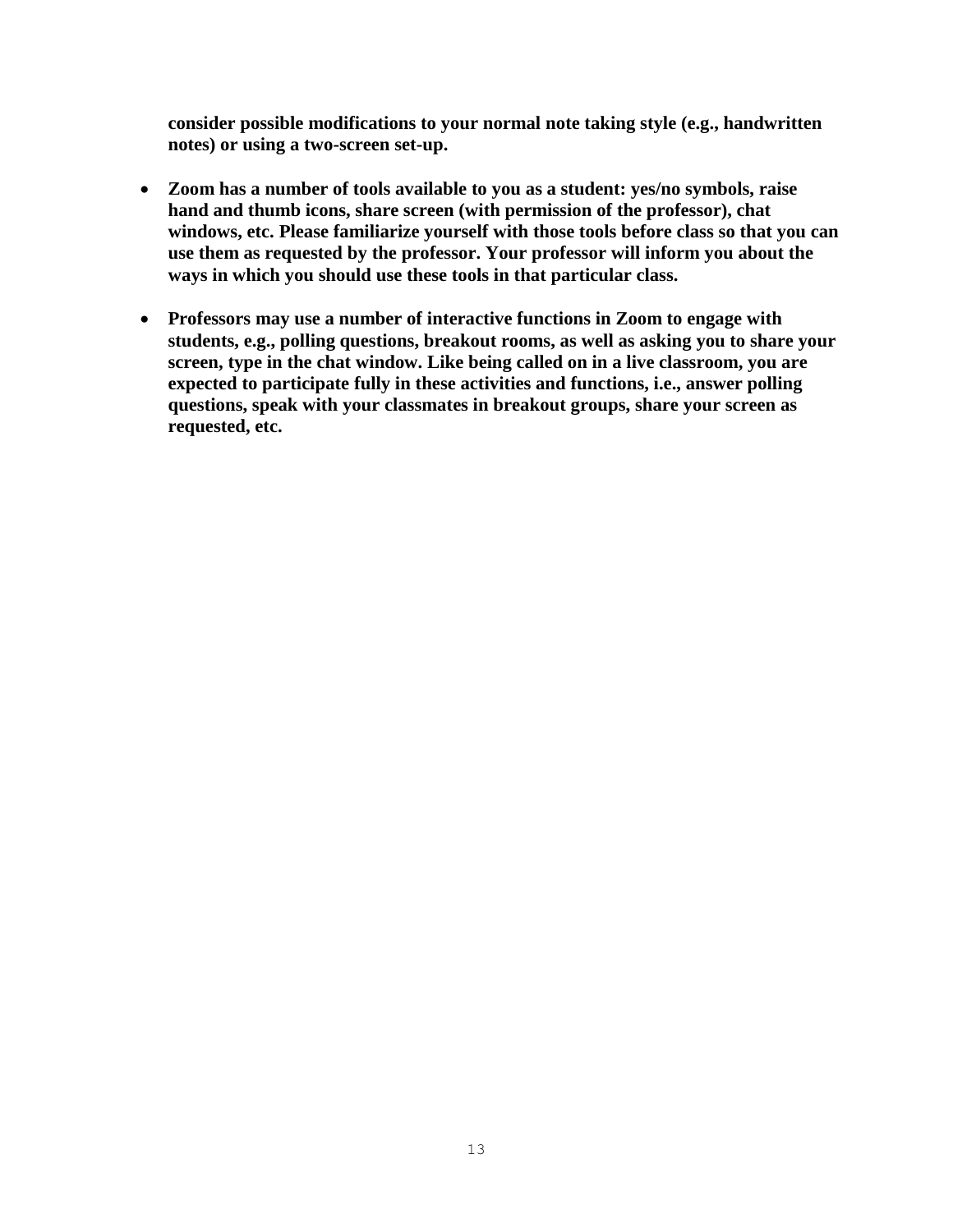**consider possible modifications to your normal note taking style (e.g., handwritten notes) or using a two-screen set-up.**

- **Zoom has a number of tools available to you as a student: yes/no symbols, raise hand and thumb icons, share screen (with permission of the professor), chat windows, etc. Please familiarize yourself with those tools before class so that you can use them as requested by the professor. Your professor will inform you about the ways in which you should use these tools in that particular class.**

- **Professors may use a number of interactive functions in Zoom to engage with students, e.g., polling questions, breakout rooms, as well as asking you to share your screen, type in the chat window. Like being called on in a live classroom, you are expected to participate fully in these activities and functions, i.e., answer polling questions, speak with your classmates in breakout groups, share your screen as requested, etc.**